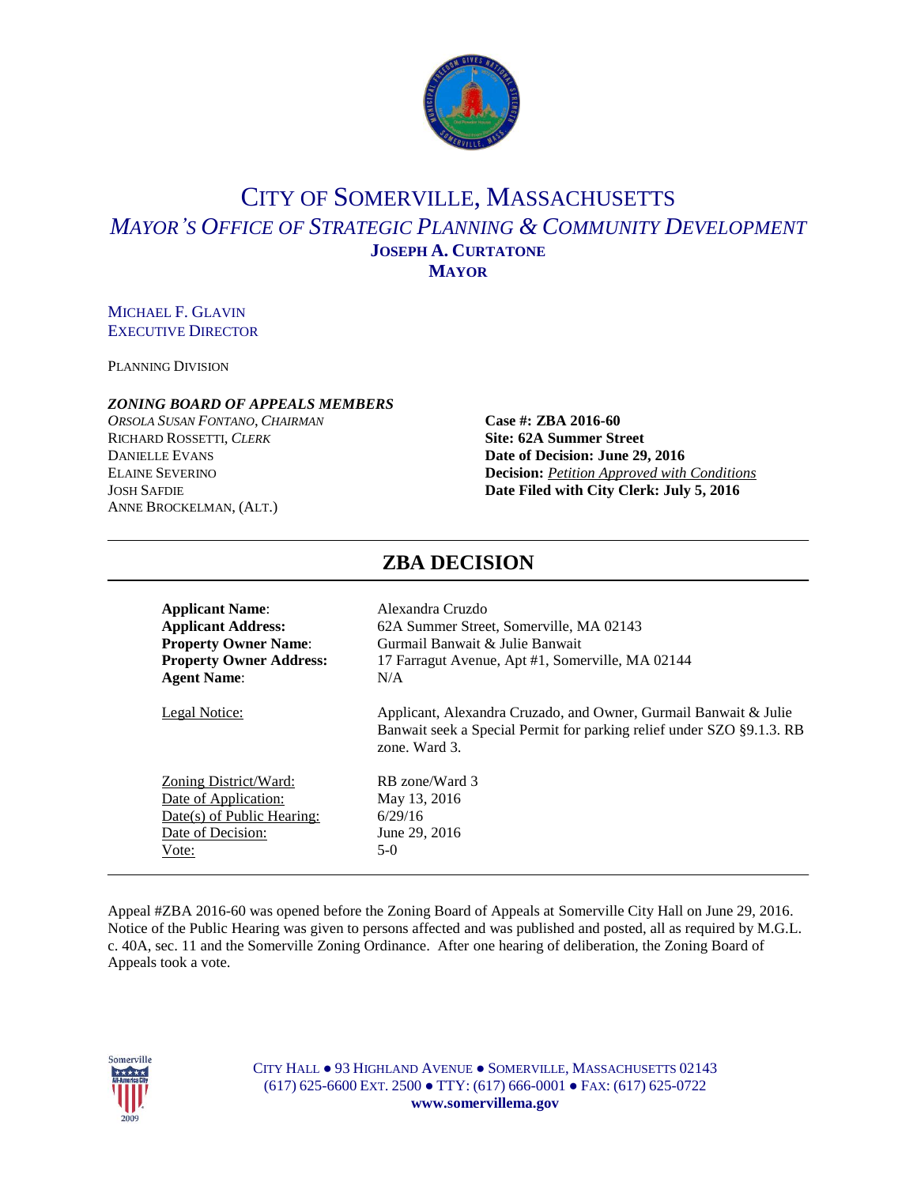# CITY OF SOMERVILLE, MASSACHUSETTS

## *MAYOR'S OFFICE OF STRATEGIC PLANNING & COMMUNITY DEVELOPMENT*

**JOSEPH A. CURTATONE**
**MAYOR**

MICHAEL F. GLAVIN
EXECUTIVE DIRECTOR

PLANNING DIVISION

***ZONING BOARD OF APPEALS MEMBERS***

*ORSOLA SUSAN FONTANO, CHAIRMAN*
RICHARD ROSSETTI, *CLERK*
DANIELLE EVANS
ELAINE SEVERINO
JOSH SAFDIE
ANNE BROCKELMAN, (ALT.)

**Case #: ZBA 2016-60**
**Site: 62A Summer Street**
**Date of Decision: June 29, 2016**
**Decision:** *Petition Approved with Conditions*
**Date Filed with City Clerk: July 5, 2016**

## ZBA DECISION

| | |
|---|---|
| **Applicant Name**: | Alexandra Cruzdo |
| **Applicant Address:** | 62A Summer Street, Somerville, MA 02143 |
| **Property Owner Name**: | Gurmail Banwait & Julie Banwait |
| **Property Owner Address:** | 17 Farragut Avenue, Apt #1, Somerville, MA 02144 |
| **Agent Name**: | N/A |
| Legal Notice: | Applicant, Alexandra Cruzado, and Owner, Gurmail Banwait & Julie Banwait seek a Special Permit for parking relief under SZO §9.1.3. RB zone. Ward 3. |
| Zoning District/Ward: | RB zone/Ward 3 |
| Date of Application: | May 13, 2016 |
| Date(s) of Public Hearing: | 6/29/16 |
| Date of Decision: | June 29, 2016 |
| Vote: | 5-0 |

Appeal #ZBA 2016-60 was opened before the Zoning Board of Appeals at Somerville City Hall on June 29, 2016. Notice of the Public Hearing was given to persons affected and was published and posted, all as required by M.G.L. c. 40A, sec. 11 and the Somerville Zoning Ordinance. After one hearing of deliberation, the Zoning Board of Appeals took a vote.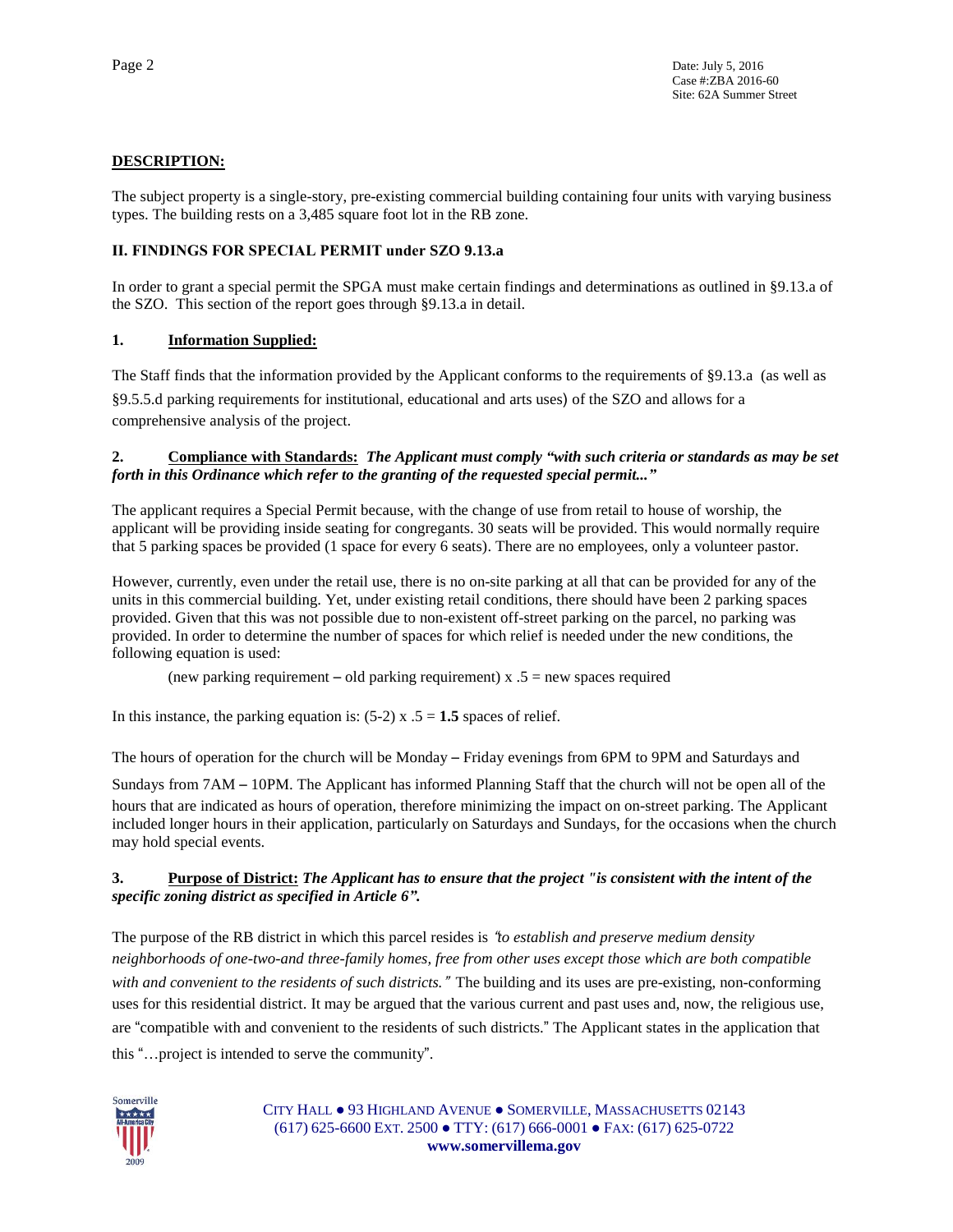## DESCRIPTION:

The subject property is a single-story, pre-existing commercial building containing four units with varying business types. The building rests on a 3,485 square foot lot in the RB zone.

## II. FINDINGS FOR SPECIAL PERMIT under SZO 9.13.a

In order to grant a special permit the SPGA must make certain findings and determinations as outlined in §9.13.a of the SZO. This section of the report goes through §9.13.a in detail.

### 1. Information Supplied:

The Staff finds that the information provided by the Applicant conforms to the requirements of §9.13.a (as well as §9.5.5.d parking requirements for institutional, educational and arts uses) of the SZO and allows for a comprehensive analysis of the project.

### 2. Compliance with Standards: *The Applicant must comply "with such criteria or standards as may be set forth in this Ordinance which refer to the granting of the requested special permit..."*

The applicant requires a Special Permit because, with the change of use from retail to house of worship, the applicant will be providing inside seating for congregants. 30 seats will be provided. This would normally require that 5 parking spaces be provided (1 space for every 6 seats). There are no employees, only a volunteer pastor.

However, currently, even under the retail use, there is no on-site parking at all that can be provided for any of the units in this commercial building. Yet, under existing retail conditions, there should have been 2 parking spaces provided. Given that this was not possible due to non-existent off-street parking on the parcel, no parking was provided. In order to determine the number of spaces for which relief is needed under the new conditions, the following equation is used:

(new parking requirement – old parking requirement) x .5 = new spaces required

In this instance, the parking equation is: (5-2) x .5 = **1.5** spaces of relief.

The hours of operation for the church will be Monday – Friday evenings from 6PM to 9PM and Saturdays and Sundays from 7AM – 10PM. The Applicant has informed Planning Staff that the church will not be open all of the hours that are indicated as hours of operation, therefore minimizing the impact on on-street parking. The Applicant included longer hours in their application, particularly on Saturdays and Sundays, for the occasions when the church may hold special events.

### 3. Purpose of District: *The Applicant has to ensure that the project "is consistent with the intent of the specific zoning district as specified in Article 6".*

The purpose of the RB district in which this parcel resides is *"to establish and preserve medium density neighborhoods of one-two-and three-family homes, free from other uses except those which are both compatible with and convenient to the residents of such districts."* The building and its uses are pre-existing, non-conforming uses for this residential district. It may be argued that the various current and past uses and, now, the religious use, are "compatible with and convenient to the residents of such districts." The Applicant states in the application that this "…project is intended to serve the community".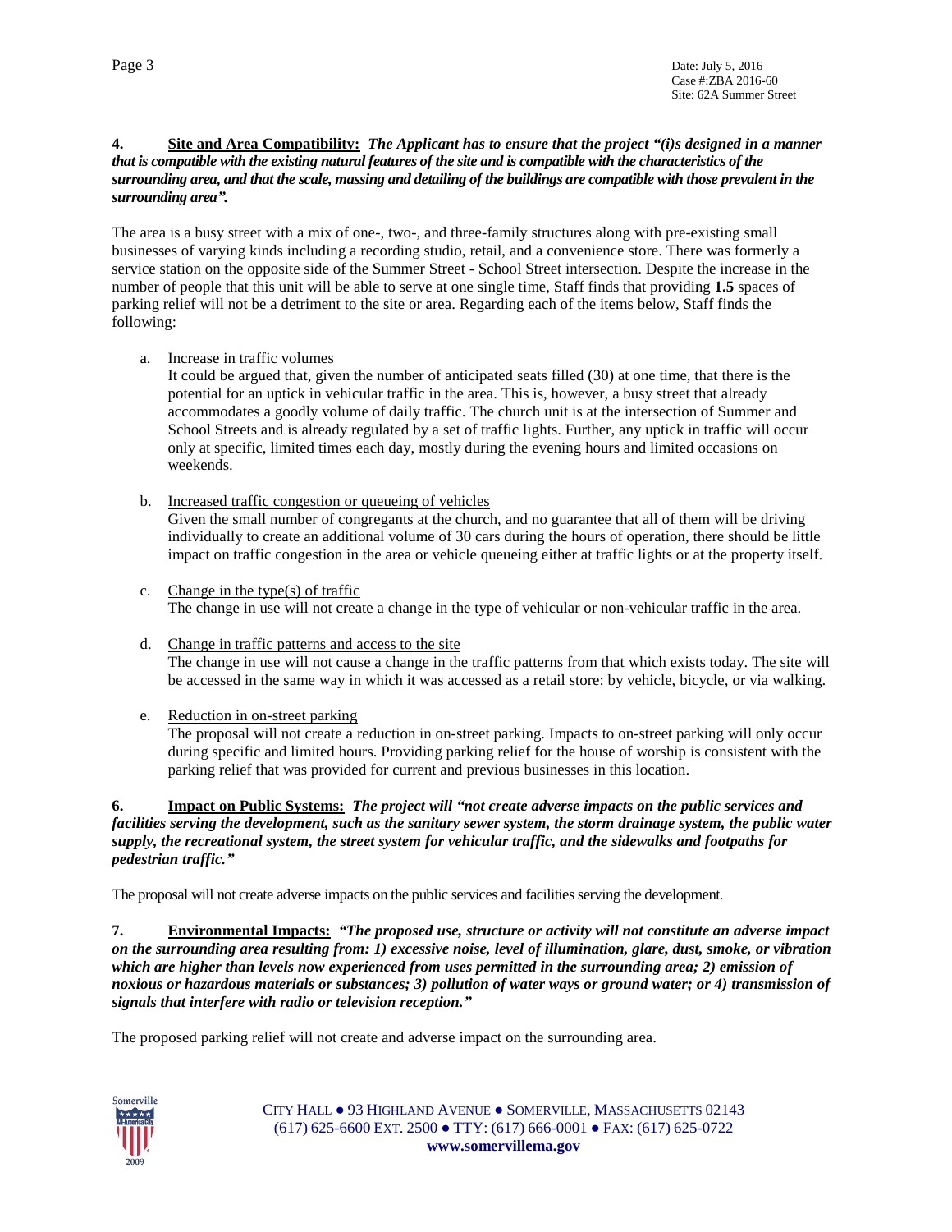**4. Site and Area Compatibility:** ***The Applicant has to ensure that the project "(i)s designed in a manner that is compatible with the existing natural features of the site and is compatible with the characteristics of the surrounding area, and that the scale, massing and detailing of the buildings are compatible with those prevalent in the surrounding area".***

The area is a busy street with a mix of one-, two-, and three-family structures along with pre-existing small businesses of varying kinds including a recording studio, retail, and a convenience store. There was formerly a service station on the opposite side of the Summer Street - School Street intersection. Despite the increase in the number of people that this unit will be able to serve at one single time, Staff finds that providing **1.5** spaces of parking relief will not be a detriment to the site or area. Regarding each of the items below, Staff finds the following:

a. Increase in traffic volumes
It could be argued that, given the number of anticipated seats filled (30) at one time, that there is the potential for an uptick in vehicular traffic in the area. This is, however, a busy street that already accommodates a goodly volume of daily traffic. The church unit is at the intersection of Summer and School Streets and is already regulated by a set of traffic lights. Further, any uptick in traffic will occur only at specific, limited times each day, mostly during the evening hours and limited occasions on weekends.

b. Increased traffic congestion or queueing of vehicles
Given the small number of congregants at the church, and no guarantee that all of them will be driving individually to create an additional volume of 30 cars during the hours of operation, there should be little impact on traffic congestion in the area or vehicle queueing either at traffic lights or at the property itself.

c. Change in the type(s) of traffic
The change in use will not create a change in the type of vehicular or non-vehicular traffic in the area.

d. Change in traffic patterns and access to the site
The change in use will not cause a change in the traffic patterns from that which exists today. The site will be accessed in the same way in which it was accessed as a retail store: by vehicle, bicycle, or via walking.

e. Reduction in on-street parking
The proposal will not create a reduction in on-street parking. Impacts to on-street parking will only occur during specific and limited hours. Providing parking relief for the house of worship is consistent with the parking relief that was provided for current and previous businesses in this location.

**6. Impact on Public Systems:** ***The project will "not create adverse impacts on the public services and facilities serving the development, such as the sanitary sewer system, the storm drainage system, the public water supply, the recreational system, the street system for vehicular traffic, and the sidewalks and footpaths for pedestrian traffic."***

The proposal will not create adverse impacts on the public services and facilities serving the development.

**7. Environmental Impacts:** ***"The proposed use, structure or activity will not constitute an adverse impact on the surrounding area resulting from: 1) excessive noise, level of illumination, glare, dust, smoke, or vibration which are higher than levels now experienced from uses permitted in the surrounding area; 2) emission of noxious or hazardous materials or substances; 3) pollution of water ways or ground water; or 4) transmission of signals that interfere with radio or television reception."***

The proposed parking relief will not create and adverse impact on the surrounding area.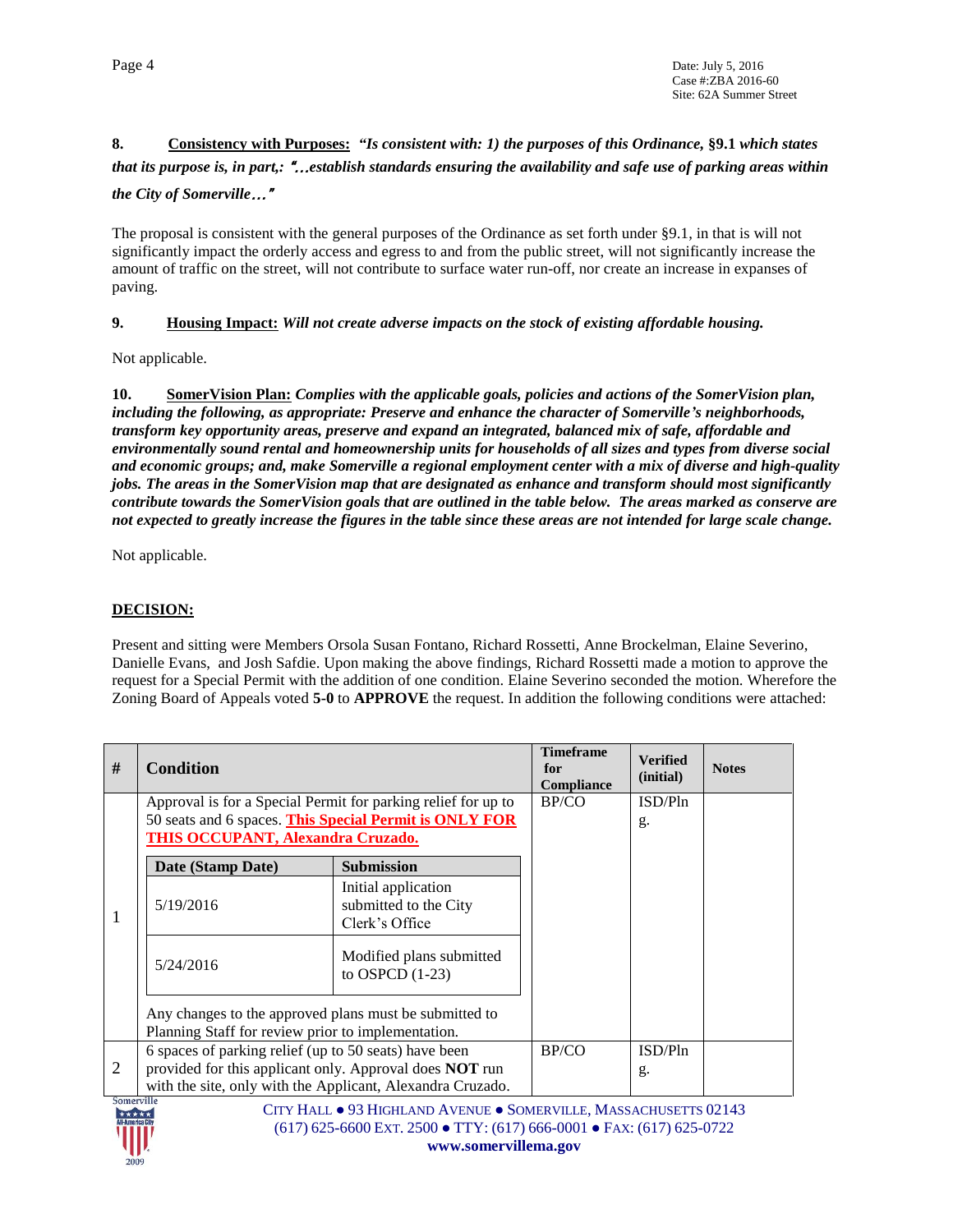**8. Consistency with Purposes:** ***"Is consistent with: 1) the purposes of this Ordinance, §9.1 which states that its purpose is, in part,: "…establish standards ensuring the availability and safe use of parking areas within the City of Somerville…"***

The proposal is consistent with the general purposes of the Ordinance as set forth under §9.1, in that is will not significantly impact the orderly access and egress to and from the public street, will not significantly increase the amount of traffic on the street, will not contribute to surface water run-off, nor create an increase in expanses of paving.

**9. Housing Impact:** ***Will not create adverse impacts on the stock of existing affordable housing.***

Not applicable.

**10. SomerVision Plan:** ***Complies with the applicable goals, policies and actions of the SomerVision plan, including the following, as appropriate: Preserve and enhance the character of Somerville's neighborhoods, transform key opportunity areas, preserve and expand an integrated, balanced mix of safe, affordable and environmentally sound rental and homeownership units for households of all sizes and types from diverse social and economic groups; and, make Somerville a regional employment center with a mix of diverse and high-quality jobs. The areas in the SomerVision map that are designated as enhance and transform should most significantly contribute towards the SomerVision goals that are outlined in the table below. The areas marked as conserve are not expected to greatly increase the figures in the table since these areas are not intended for large scale change.***

Not applicable.

## DECISION:

Present and sitting were Members Orsola Susan Fontano, Richard Rossetti, Anne Brockelman, Elaine Severino, Danielle Evans, and Josh Safdie. Upon making the above findings, Richard Rossetti made a motion to approve the request for a Special Permit with the addition of one condition. Elaine Severino seconded the motion. Wherefore the Zoning Board of Appeals voted **5-0** to **APPROVE** the request. In addition the following conditions were attached:

| # | Condition | Timeframe for Compliance | Verified (initial) | Notes |
|---|---|---|---|---|
| 1 | Approval is for a Special Permit for parking relief for up to 50 seats and 6 spaces. **This Special Permit is ONLY FOR THIS OCCUPANT, Alexandra Cruzado.**<br><br>**Date (Stamp Date)** / **Submission**:<br>5/19/2016 – Initial application submitted to the City Clerk's Office<br>5/24/2016 – Modified plans submitted to OSPCD (1-23)<br><br>Any changes to the approved plans must be submitted to Planning Staff for review prior to implementation. | BP/CO | ISD/Plng. | |
| 2 | 6 spaces of parking relief (up to 50 seats) have been provided for this applicant only. Approval does **NOT** run with the site, only with the Applicant, Alexandra Cruzado. | BP/CO | ISD/Plng. | |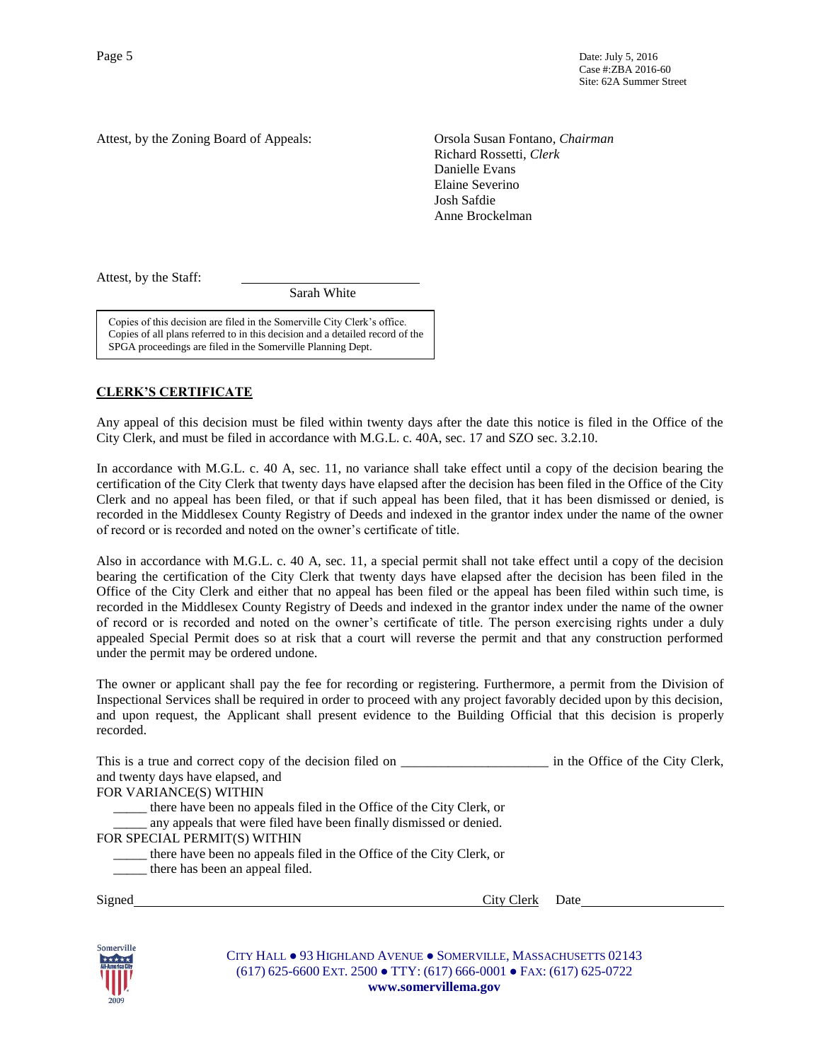Attest, by the Zoning Board of Appeals:

Orsola Susan Fontano, *Chairman*
Richard Rossetti, *Clerk*
Danielle Evans
Elaine Severino
Josh Safdie
Anne Brockelman

Attest, by the Staff: ______________________
Sarah White

Copies of this decision are filed in the Somerville City Clerk's office. Copies of all plans referred to in this decision and a detailed record of the SPGA proceedings are filed in the Somerville Planning Dept.

**CLERK'S CERTIFICATE**

Any appeal of this decision must be filed within twenty days after the date this notice is filed in the Office of the City Clerk, and must be filed in accordance with M.G.L. c. 40A, sec. 17 and SZO sec. 3.2.10.

In accordance with M.G.L. c. 40 A, sec. 11, no variance shall take effect until a copy of the decision bearing the certification of the City Clerk that twenty days have elapsed after the decision has been filed in the Office of the City Clerk and no appeal has been filed, or that if such appeal has been filed, that it has been dismissed or denied, is recorded in the Middlesex County Registry of Deeds and indexed in the grantor index under the name of the owner of record or is recorded and noted on the owner's certificate of title.

Also in accordance with M.G.L. c. 40 A, sec. 11, a special permit shall not take effect until a copy of the decision bearing the certification of the City Clerk that twenty days have elapsed after the decision has been filed in the Office of the City Clerk and either that no appeal has been filed or the appeal has been filed within such time, is recorded in the Middlesex County Registry of Deeds and indexed in the grantor index under the name of the owner of record or is recorded and noted on the owner's certificate of title. The person exercising rights under a duly appealed Special Permit does so at risk that a court will reverse the permit and that any construction performed under the permit may be ordered undone.

The owner or applicant shall pay the fee for recording or registering. Furthermore, a permit from the Division of Inspectional Services shall be required in order to proceed with any project favorably decided upon by this decision, and upon request, the Applicant shall present evidence to the Building Official that this decision is properly recorded.

This is a true and correct copy of the decision filed on ______________________ in the Office of the City Clerk, and twenty days have elapsed, and

FOR VARIANCE(S) WITHIN

_____ there have been no appeals filed in the Office of the City Clerk, or

_____ any appeals that were filed have been finally dismissed or denied.

FOR SPECIAL PERMIT(S) WITHIN

_____ there have been no appeals filed in the Office of the City Clerk, or

_____ there has been an appeal filed.

Signed_________________________________________ City Clerk Date_____________________

CITY HALL ● 93 HIGHLAND AVENUE ● SOMERVILLE, MASSACHUSETTS 02143
(617) 625-6600 EXT. 2500 ● TTY: (617) 666-0001 ● FAX: (617) 625-0722
**www.somervillema.gov**